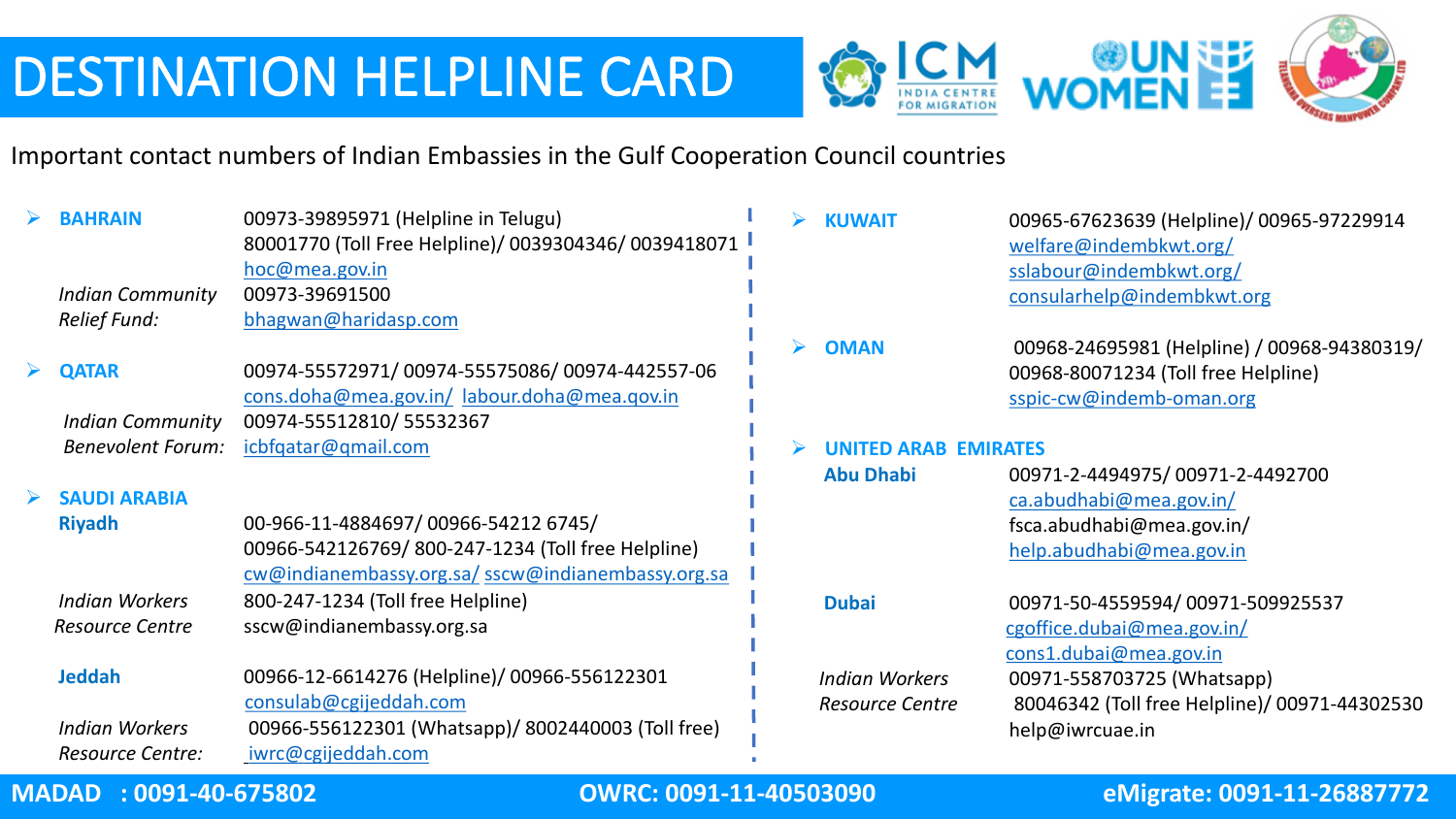# DESTINATION HELPLINE CARD

Important contact numbers of Indian Embassies in the Gulf Cooperation Council countries

- **BAHRAIN**
  - 00973-39895971 (Helpline in Telugu)
  - 80001770 (Toll Free Helpline)/ 0039304346/ 0039418071
  - hoc@mea.gov.in
  - *Indian Community Relief Fund:* 00973-39691500, bhagwan@haridasp.com

- **QATAR**
  - 00974-55572971/ 00974-55575086/ 00974-442557-06
  - cons.doha@mea.gov.in/ labour.doha@mea.gov.in
  - *Indian Community Benevolent Forum:* 00974-55512810/ 55532367, icbfqatar@gmail.com

- **SAUDI ARABIA**
  - **Riyadh**
    - 00-966-11-4884697/ 00966-54212 6745/ 00966-542126769/ 800-247-1234 (Toll free Helpline)
    - cw@indianembassy.org.sa/ sscw@indianembassy.org.sa
    - *Indian Workers Resource Centre:* 800-247-1234 (Toll free Helpline), sscw@indianembassy.org.sa
  - **Jeddah**
    - 00966-12-6614276 (Helpline)/ 00966-556122301
    - consulab@cgijeddah.com
    - *Indian Workers Resource Centre:* 00966-556122301 (Whatsapp)/ 8002440003 (Toll free), iwrc@cgijeddah.com

- **KUWAIT**
  - 00965-67623639 (Helpline)/ 00965-97229914
  - welfare@indembkwt.org/ sslabour@indembkwt.org/ consularhelp@indembkwt.org

- **OMAN**
  - 00968-24695981 (Helpline) / 00968-94380319/ 00968-80071234 (Toll free Helpline)
  - sspic-cw@indemb-oman.org

- **UNITED ARAB EMIRATES**
  - **Abu Dhabi**
    - 00971-2-4494975/ 00971-2-4492700
    - ca.abudhabi@mea.gov.in/ fsca.abudhabi@mea.gov.in/ help.abudhabi@mea.gov.in
  - **Dubai**
    - 00971-50-4559594/ 00971-509925537
    - cgoffice.dubai@mea.gov.in/ cons1.dubai@mea.gov.in
    - *Indian Workers Resource Centre:* 00971-558703725 (Whatsapp), 80046342 (Toll free Helpline)/ 00971-44302530, help@iwrcuae.in

**MADAD : 0091-40-675802** | **OWRC: 0091-11-40503090** | **eMigrate: 0091-11-26887772**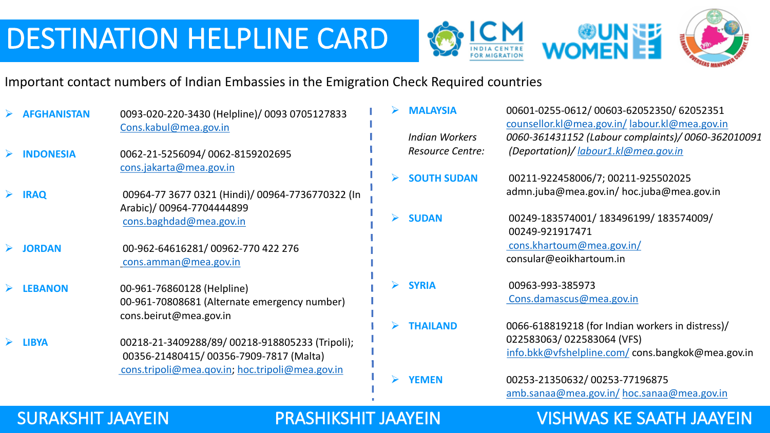# DESTINATION HELPLINE CARD

Important contact numbers of Indian Embassies in the Emigration Check Required countries

- **AFGHANISTAN** 0093-020-220-3430 (Helpline)/ 0093 0705127833
  Cons.kabul@mea.gov.in
- **INDONESIA** 0062-21-5256094/ 0062-8159202695
  cons.jakarta@mea.gov.in
- **IRAQ** 00964-77 3677 0321 (Hindi)/ 00964-7736770322 (In Arabic)/ 00964-7704444899
  cons.baghdad@mea.gov.in
- **JORDAN** 00-962-64616281/ 00962-770 422 276
  cons.amman@mea.gov.in
- **LEBANON** 00-961-76860128 (Helpline)
  00-961-70808681 (Alternate emergency number)
  cons.beirut@mea.gov.in
- **LIBYA** 00218-21-3409288/89/ 00218-918805233 (Tripoli);
  00356-21480415/ 00356-7909-7817 (Malta)
  cons.tripoli@mea.gov.in; hoc.tripoli@mea.gov.in
- **MALAYSIA** 00601-0255-0612/ 00603-62052350/ 62052351
  counsellor.kl@mea.gov.in/ labour.kl@mea.gov.in

  *Indian Workers Resource Centre:* *0060-361431152 (Labour complaints)/ 0060-362010091 (Deportation)/ labour1.kl@mea.gov.in*
- **SOUTH SUDAN** 00211-922458006/7; 00211-925502025
  admn.juba@mea.gov.in/ hoc.juba@mea.gov.in
- **SUDAN** 00249-183574001/ 183496199/ 183574009/ 00249-921917471
  cons.khartoum@mea.gov.in/
  consular@eoikhartoum.in
- **SYRIA** 00963-993-385973
  Cons.damascus@mea.gov.in
- **THAILAND** 0066-618819218 (for Indian workers in distress)/ 022583063/ 022583064 (VFS)
  info.bkk@vfshelpline.com/ cons.bangkok@mea.gov.in
- **YEMEN** 00253-21350632/ 00253-77196875
  amb.sanaa@mea.gov.in/ hoc.sanaa@mea.gov.in

SURAKSHIT JAAYEIN PRASHIKSHIT JAAYEIN VISHWAS KE SAATH JAAYEIN